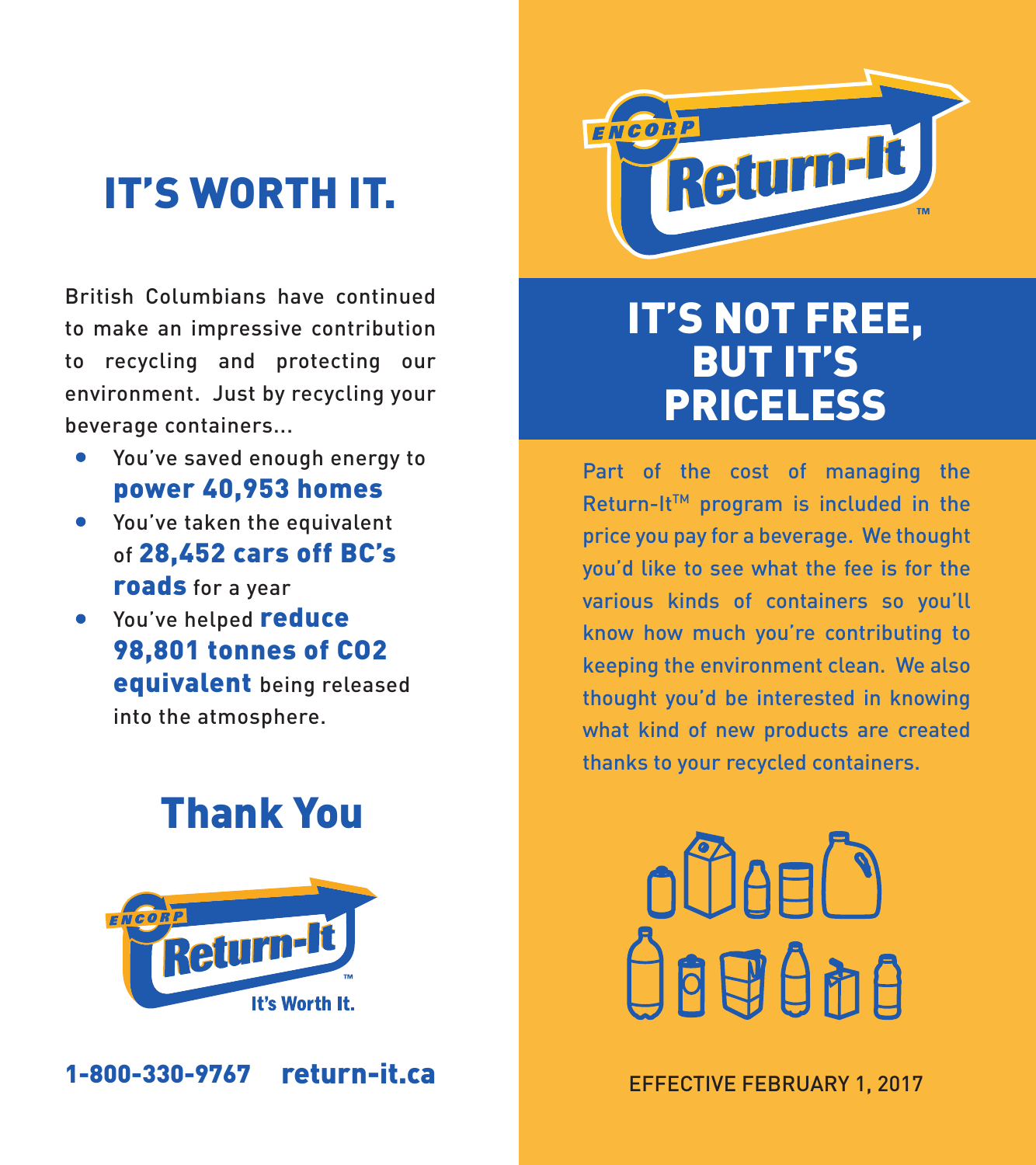# IT'S WORTH IT.

British Columbians have continued to make an impressive contribution to recycling and protecting our environment. Just by recycling your beverage containers...

- You've saved enough energy to **power 40,953 homes**
- You've taken the equivalent of **28,452 cars off BC's roads** for a year
- You've helped **reduce 98,801 tonnes of CO2 equivalent** being released into the atmosphere.

## Thank You

ENCORP Return-It™

It's Worth It.

**1-800-330-9767 return-it.ca**

ENCORP Return-It™

# IT'S NOT FREE, BUT IT'S PRICELESS

Part of the cost of managing the Return-It™ program is included in the price you pay for a beverage. We thought you'd like to see what the fee is for the various kinds of containers so you'll know how much you're contributing to keeping the environment clean. We also thought you'd be interested in knowing what kind of new products are created thanks to your recycled containers.

EFFECTIVE FEBRUARY 1, 2017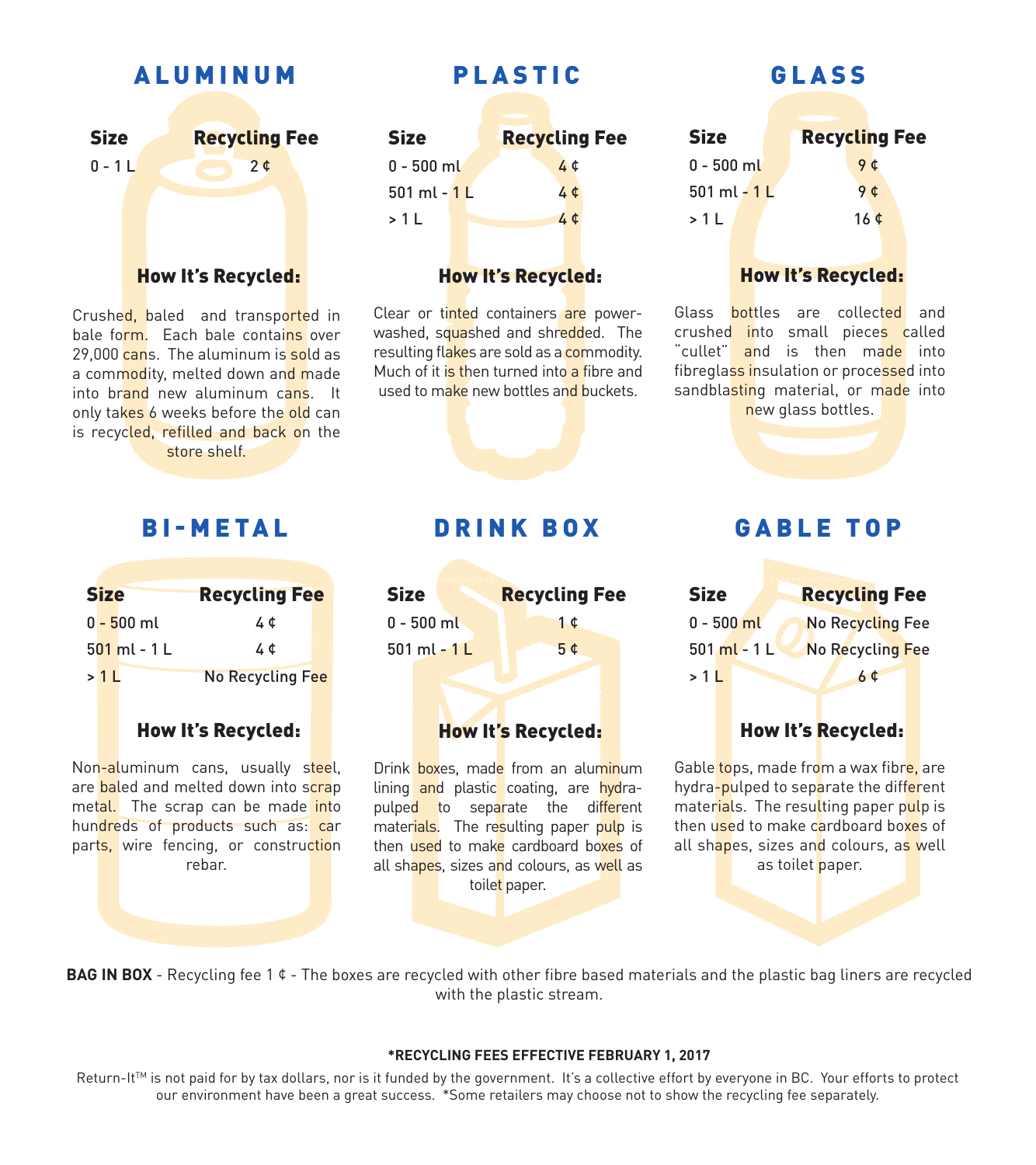## ALUMINUM

| Size | Recycling Fee |
|---|---|
| 0 - 1 L | 2 ¢ |

### How It's Recycled:

Crushed, baled and transported in bale form. Each bale contains over 29,000 cans. The aluminum is sold as a commodity, melted down and made into brand new aluminum cans. It only takes 6 weeks before the old can is recycled, refilled and back on the store shelf.

## PLASTIC

| Size | Recycling Fee |
|---|---|
| 0 - 500 ml | 4 ¢ |
| 501 ml - 1 L | 4 ¢ |
| > 1 L | 4 ¢ |

### How It's Recycled:

Clear or tinted containers are power-washed, squashed and shredded. The resulting flakes are sold as a commodity. Much of it is then turned into a fibre and used to make new bottles and buckets.

## GLASS

| Size | Recycling Fee |
|---|---|
| 0 - 500 ml | 9 ¢ |
| 501 ml - 1 L | 9 ¢ |
| > 1 L | 16 ¢ |

### How It's Recycled:

Glass bottles are collected and crushed into small pieces called "cullet" and is then made into fibreglass insulation or processed into sandblasting material, or made into new glass bottles.

## BI-METAL

| Size | Recycling Fee |
|---|---|
| 0 - 500 ml | 4 ¢ |
| 501 ml - 1 L | 4 ¢ |
| > 1 L | No Recycling Fee |

### How It's Recycled:

Non-aluminum cans, usually steel, are baled and melted down into scrap metal. The scrap can be made into hundreds of products such as: car parts, wire fencing, or construction rebar.

## DRINK BOX

| Size | Recycling Fee |
|---|---|
| 0 - 500 ml | 1 ¢ |
| 501 ml - 1 L | 5 ¢ |

### How It's Recycled:

Drink boxes, made from an aluminum lining and plastic coating, are hydra-pulped to separate the different materials. The resulting paper pulp is then used to make cardboard boxes of all shapes, sizes and colours, as well as toilet paper.

## GABLE TOP

| Size | Recycling Fee |
|---|---|
| 0 - 500 ml | No Recycling Fee |
| 501 ml - 1 L | No Recycling Fee |
| > 1 L | 6 ¢ |

### How It's Recycled:

Gable tops, made from a wax fibre, are hydra-pulped to separate the different materials. The resulting paper pulp is then used to make cardboard boxes of all shapes, sizes and colours, as well as toilet paper.

**BAG IN BOX** - Recycling fee 1 ¢ - The boxes are recycled with other fibre based materials and the plastic bag liners are recycled with the plastic stream.

**\*RECYCLING FEES EFFECTIVE FEBRUARY 1, 2017**

Return-It™ is not paid for by tax dollars, nor is it funded by the government. It's a collective effort by everyone in BC. Your efforts to protect our environment have been a great success. *Some retailers may choose not to show the recycling fee separately.